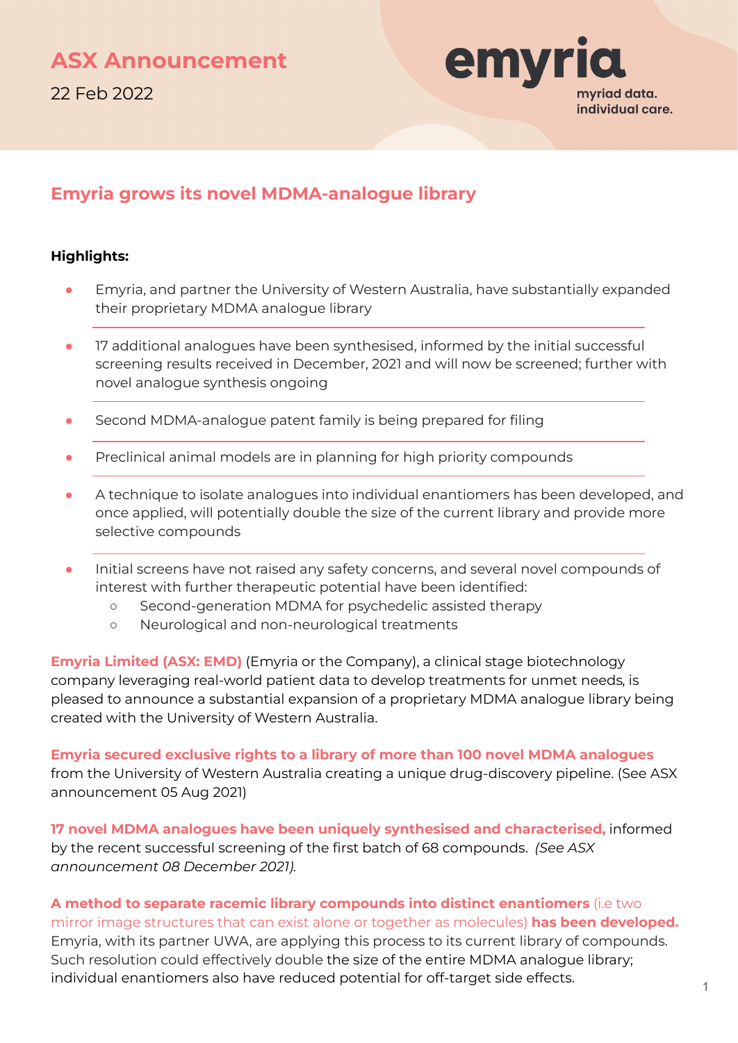# ASX Announcement

22 Feb 2022

emyria

myriad data. individual care.

## Emyria grows its novel MDMA-analogue library

**Highlights:**

- Emyria, and partner the University of Western Australia, have substantially expanded their proprietary MDMA analogue library
- 17 additional analogues have been synthesised, informed by the initial successful screening results received in December, 2021 and will now be screened; further with novel analogue synthesis ongoing
- Second MDMA-analogue patent family is being prepared for filing
- Preclinical animal models are in planning for high priority compounds
- A technique to isolate analogues into individual enantiomers has been developed, and once applied, will potentially double the size of the current library and provide more selective compounds
- Initial screens have not raised any safety concerns, and several novel compounds of interest with further therapeutic potential have been identified:
  - Second-generation MDMA for psychedelic assisted therapy
  - Neurological and non-neurological treatments

**Emyria Limited (ASX: EMD)** (Emyria or the Company), a clinical stage biotechnology company leveraging real-world patient data to develop treatments for unmet needs, is pleased to announce a substantial expansion of a proprietary MDMA analogue library being created with the University of Western Australia.

**Emyria secured exclusive rights to a library of more than 100 novel MDMA analogues** from the University of Western Australia creating a unique drug-discovery pipeline. (See ASX announcement 05 Aug 2021)

**17 novel MDMA analogues have been uniquely synthesised and characterised,** informed by the recent successful screening of the first batch of 68 compounds. *(See ASX announcement 08 December 2021).*

**A method to separate racemic library compounds into distinct enantiomers** (i.e two mirror image structures that can exist alone or together as molecules) **has been developed.** Emyria, with its partner UWA, are applying this process to its current library of compounds. Such resolution could effectively double the size of the entire MDMA analogue library; individual enantiomers also have reduced potential for off-target side effects.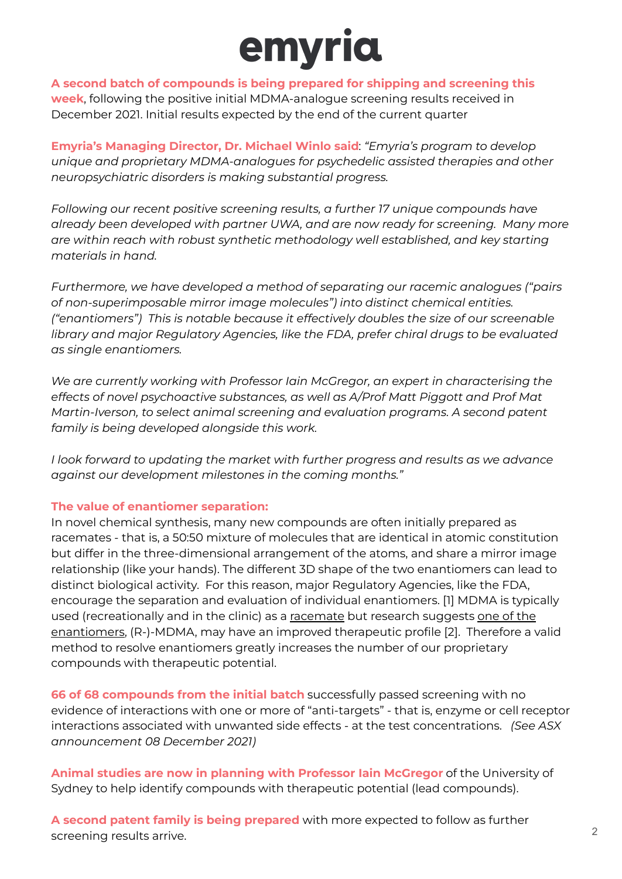**A second batch of compounds is being prepared for shipping and screening this week**, following the positive initial MDMA-analogue screening results received in December 2021. Initial results expected by the end of the current quarter

**Emyria's Managing Director, Dr. Michael Winlo said**: *"Emyria's program to develop unique and proprietary MDMA-analogues for psychedelic assisted therapies and other neuropsychiatric disorders is making substantial progress.*

*Following our recent positive screening results, a further 17 unique compounds have already been developed with partner UWA, and are now ready for screening. Many more are within reach with robust synthetic methodology well established, and key starting materials in hand.*

*Furthermore, we have developed a method of separating our racemic analogues ("pairs of non-superimposable mirror image molecules") into distinct chemical entities. ("enantiomers") This is notable because it effectively doubles the size of our screenable library and major Regulatory Agencies, like the FDA, prefer chiral drugs to be evaluated as single enantiomers.*

*We are currently working with Professor Iain McGregor, an expert in characterising the effects of novel psychoactive substances, as well as A/Prof Matt Piggott and Prof Mat Martin-Iverson, to select animal screening and evaluation programs. A second patent family is being developed alongside this work.*

*I look forward to updating the market with further progress and results as we advance against our development milestones in the coming months."*

**The value of enantiomer separation:**
In novel chemical synthesis, many new compounds are often initially prepared as racemates - that is, a 50:50 mixture of molecules that are identical in atomic constitution but differ in the three-dimensional arrangement of the atoms, and share a mirror image relationship (like your hands). The different 3D shape of the two enantiomers can lead to distinct biological activity. For this reason, major Regulatory Agencies, like the FDA, encourage the separation and evaluation of individual enantiomers. [1] MDMA is typically used (recreationally and in the clinic) as a racemate but research suggests one of the enantiomers, (R-)-MDMA, may have an improved therapeutic profile [2]. Therefore a valid method to resolve enantiomers greatly increases the number of our proprietary compounds with therapeutic potential.

**66 of 68 compounds from the initial batch** successfully passed screening with no evidence of interactions with one or more of "anti-targets" - that is, enzyme or cell receptor interactions associated with unwanted side effects - at the test concentrations. *(See ASX announcement 08 December 2021)*

**Animal studies are now in planning with Professor Iain McGregor** of the University of Sydney to help identify compounds with therapeutic potential (lead compounds).

**A second patent family is being prepared** with more expected to follow as further screening results arrive.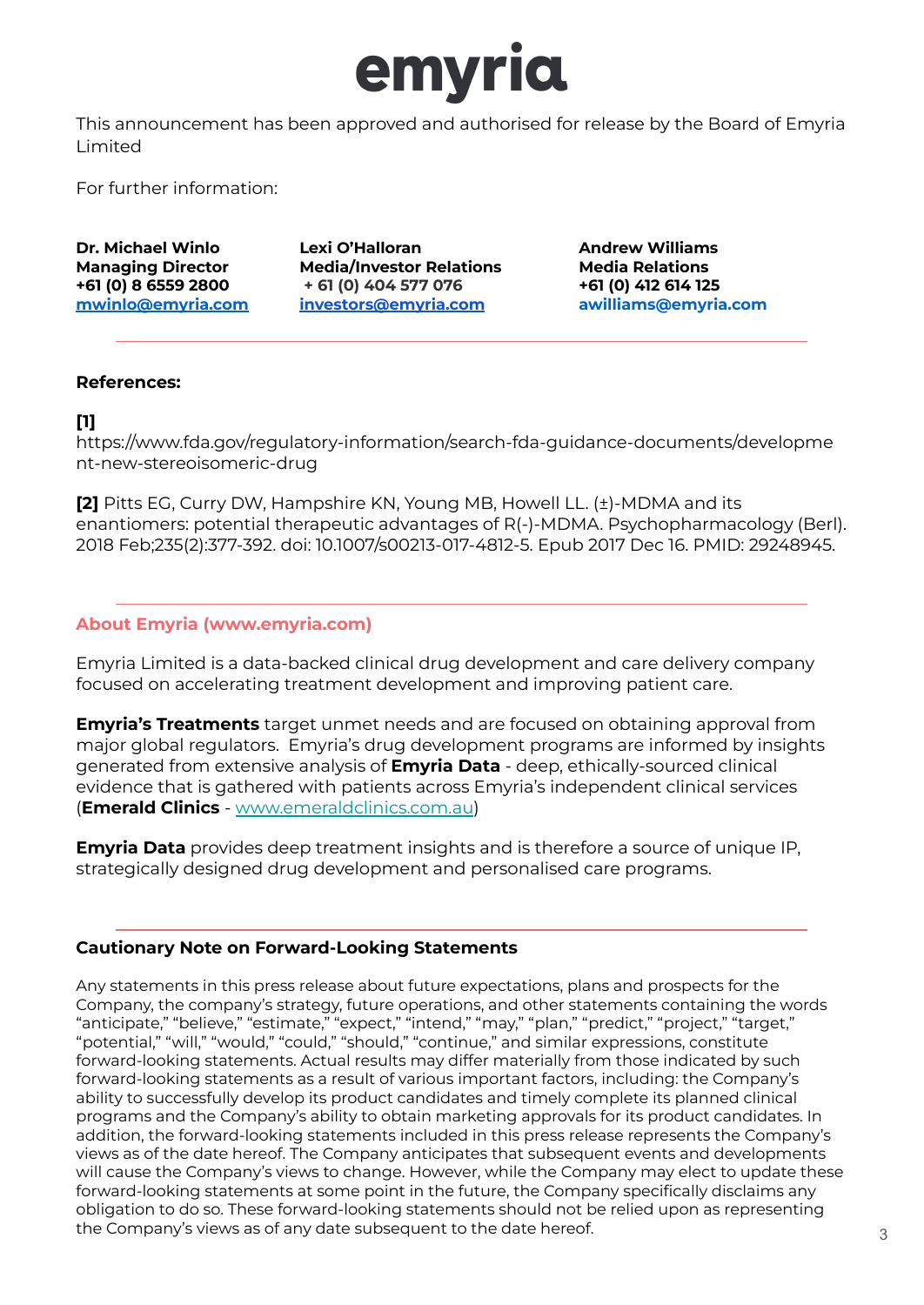This announcement has been approved and authorised for release by the Board of Emyria Limited

For further information:

**Dr. Michael Winlo**
**Managing Director**
**+61 (0) 8 6559 2800**
**mwinlo@emyria.com**

**Lexi O'Halloran**
**Media/Investor Relations**
**+ 61 (0) 404 577 076**
**investors@emyria.com**

**Andrew Williams**
**Media Relations**
**+61 (0) 412 614 125**
**awilliams@emyria.com**

---

**References:**

**[1]**
https://www.fda.gov/regulatory-information/search-fda-guidance-documents/development-new-stereoisomeric-drug

**[2]** Pitts EG, Curry DW, Hampshire KN, Young MB, Howell LL. (±)-MDMA and its enantiomers: potential therapeutic advantages of R(-)-MDMA. Psychopharmacology (Berl). 2018 Feb;235(2):377-392. doi: 10.1007/s00213-017-4812-5. Epub 2017 Dec 16. PMID: 29248945.

---

## About Emyria (www.emyria.com)

Emyria Limited is a data-backed clinical drug development and care delivery company focused on accelerating treatment development and improving patient care.

**Emyria's Treatments** target unmet needs and are focused on obtaining approval from major global regulators. Emyria's drug development programs are informed by insights generated from extensive analysis of **Emyria Data** - deep, ethically-sourced clinical evidence that is gathered with patients across Emyria's independent clinical services (**Emerald Clinics** - www.emeraldclinics.com.au)

**Emyria Data** provides deep treatment insights and is therefore a source of unique IP, strategically designed drug development and personalised care programs.

---

**Cautionary Note on Forward-Looking Statements**

Any statements in this press release about future expectations, plans and prospects for the Company, the company's strategy, future operations, and other statements containing the words "anticipate," "believe," "estimate," "expect," "intend," "may," "plan," "predict," "project," "target," "potential," "will," "would," "could," "should," "continue," and similar expressions, constitute forward-looking statements. Actual results may differ materially from those indicated by such forward-looking statements as a result of various important factors, including: the Company's ability to successfully develop its product candidates and timely complete its planned clinical programs and the Company's ability to obtain marketing approvals for its product candidates. In addition, the forward-looking statements included in this press release represents the Company's views as of the date hereof. The Company anticipates that subsequent events and developments will cause the Company's views to change. However, while the Company may elect to update these forward-looking statements at some point in the future, the Company specifically disclaims any obligation to do so. These forward-looking statements should not be relied upon as representing the Company's views as of any date subsequent to the date hereof.